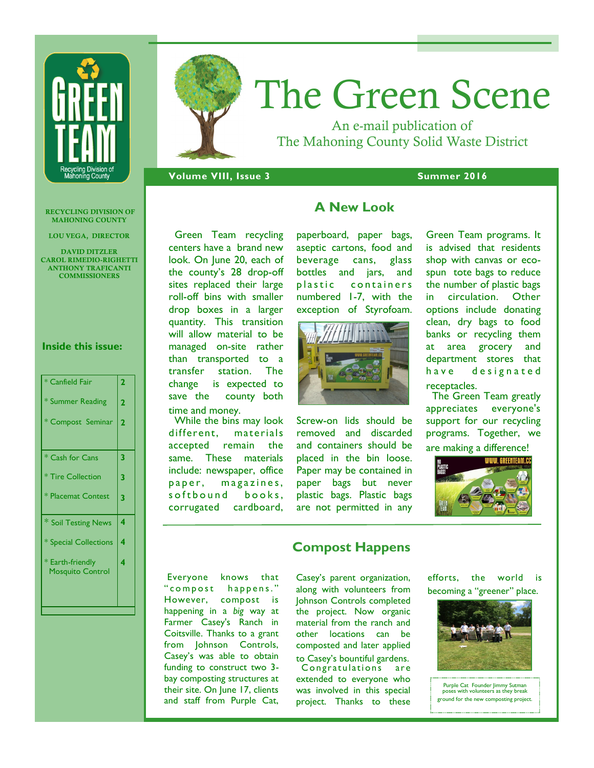# The Green Scene

An e-mail publication of
The Mahoning County Solid Waste District

**Volume VIII, Issue 3** **Summer 2016**

RECYCLING DIVISION OF MAHONING COUNTY

LOU VEGA, DIRECTOR

DAVID DITZLER
CAROL RIMEDIO-RIGHETTI
ANTHONY TRAFICANTI
COMMISSIONERS

**Inside this issue:**

| | |
|---|---|
| * Canfield Fair | 2 |
| * Summer Reading | 2 |
| * Compost Seminar | 2 |
| * Cash for Cans | 3 |
| * Tire Collection | 3 |
| * Placemat Contest | 3 |
| * Soil Testing News | 4 |
| * Special Collections | 4 |
| * Earth-friendly Mosquito Control | 4 |

## A New Look

Green Team recycling centers have a brand new look. On June 20, each of the county's 28 drop-off sites replaced their large roll-off bins with smaller drop boxes in a larger quantity. This transition will allow material to be managed on-site rather than transported to a transfer station. The change is expected to save the county both time and money.

While the bins may look different, materials accepted remain the same. These materials include: newspaper, office paper, magazines, softbound books, corrugated cardboard, paperboard, paper bags, aseptic cartons, food and beverage cans, glass bottles and jars, and plastic containers numbered 1-7, with the exception of Styrofoam.

Screw-on lids should be removed and discarded and containers should be placed in the bin loose. Paper may be contained in paper bags but never plastic bags. Plastic bags are not permitted in any Green Team programs. It is advised that residents shop with canvas or eco-spun tote bags to reduce the number of plastic bags in circulation. Other options include donating clean, dry bags to food banks or recycling them at area grocery and department stores that have designated receptacles.

The Green Team greatly appreciates everyone's support for our recycling programs. Together, we are making a difference!

## Compost Happens

Everyone knows that "compost happens." However, compost is happening in a *big* way at Farmer Casey's Ranch in Coitsville. Thanks to a grant from Johnson Controls, Casey's was able to obtain funding to construct two 3-bay composting structures at their site. On June 17, clients and staff from Purple Cat, Casey's parent organization, along with volunteers from Johnson Controls completed the project. Now organic material from the ranch and other locations can be composted and later applied to Casey's bountiful gardens.

Congratulations are extended to everyone who was involved in this special project. Thanks to these efforts, the world is becoming a "greener" place.

Purple Cat Founder Jimmy Sutman poses with volunteers as they break ground for the new composting project.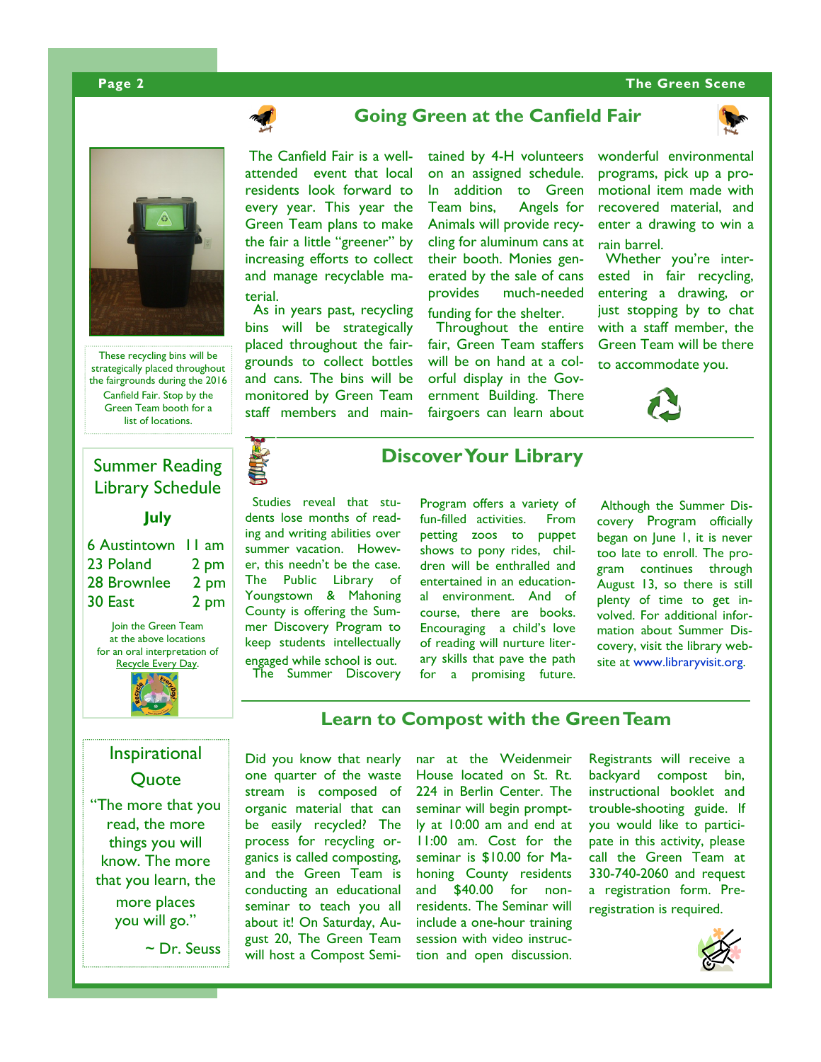## Going Green at the Canfield Fair

The Canfield Fair is a well-attended event that local residents look forward to every year. This year the Green Team plans to make the fair a little "greener" by increasing efforts to collect and manage recyclable material.

As in years past, recycling bins will be strategically placed throughout the fairgrounds to collect bottles and cans. The bins will be monitored by Green Team staff members and maintained by 4-H volunteers on an assigned schedule. In addition to Green Team bins, Angels for Animals will provide recycling for aluminum cans at their booth. Monies generated by the sale of cans provides much-needed funding for the shelter.

Throughout the entire fair, Green Team staffers will be on hand at a colorful display in the Government Building. There fairgoers can learn about wonderful environmental programs, pick up a promotional item made with recovered material, and enter a drawing to win a rain barrel.

Whether you're interested in fair recycling, entering a drawing, or just stopping by to chat with a staff member, the Green Team will be there to accommodate you.

These recycling bins will be strategically placed throughout the fairgrounds during the 2016 Canfield Fair. Stop by the Green Team booth for a list of locations.

## Summer Reading Library Schedule

**July**

| | |
|---|---|
| 6 Austintown | 11 am |
| 23 Poland | 2 pm |
| 28 Brownlee | 2 pm |
| 30 East | 2 pm |

Join the Green Team at the above locations for an oral interpretation of Recycle Every Day.

## Discover Your Library

Studies reveal that students lose months of reading and writing abilities over summer vacation. However, this needn't be the case. The Public Library of Youngstown & Mahoning County is offering the Summer Discovery Program to keep students intellectually engaged while school is out.

The Summer Discovery Program offers a variety of fun-filled activities. From petting zoos to puppet shows to pony rides, children will be enthralled and entertained in an educational environment. And of course, there are books. Encouraging a child's love of reading will nurture literary skills that pave the path for a promising future.

Although the Summer Discovery Program officially began on June 1, it is never too late to enroll. The program continues through August 13, so there is still plenty of time to get involved. For additional information about Summer Discovery, visit the library website at www.libraryvisit.org.

## Inspirational Quote

"The more that you read, the more things you will know. The more that you learn, the more places you will go."

~ Dr. Seuss

## Learn to Compost with the Green Team

Did you know that nearly one quarter of the waste stream is composed of organic material that can be easily recycled? The process for recycling organics is called composting, and the Green Team is conducting an educational seminar to teach you all about it! On Saturday, August 20, The Green Team will host a Compost Seminar at the Weidenmeir House located on St. Rt. 224 in Berlin Center. The seminar will begin promptly at 10:00 am and end at 11:00 am. Cost for the seminar is $10.00 for Mahoning County residents and $40.00 for non-residents. The Seminar will include a one-hour training session with video instruction and open discussion.

Registrants will receive a backyard compost bin, instructional booklet and trouble-shooting guide. If you would like to participate in this activity, please call the Green Team at 330-740-2060 and request a registration form. Pre-registration is required.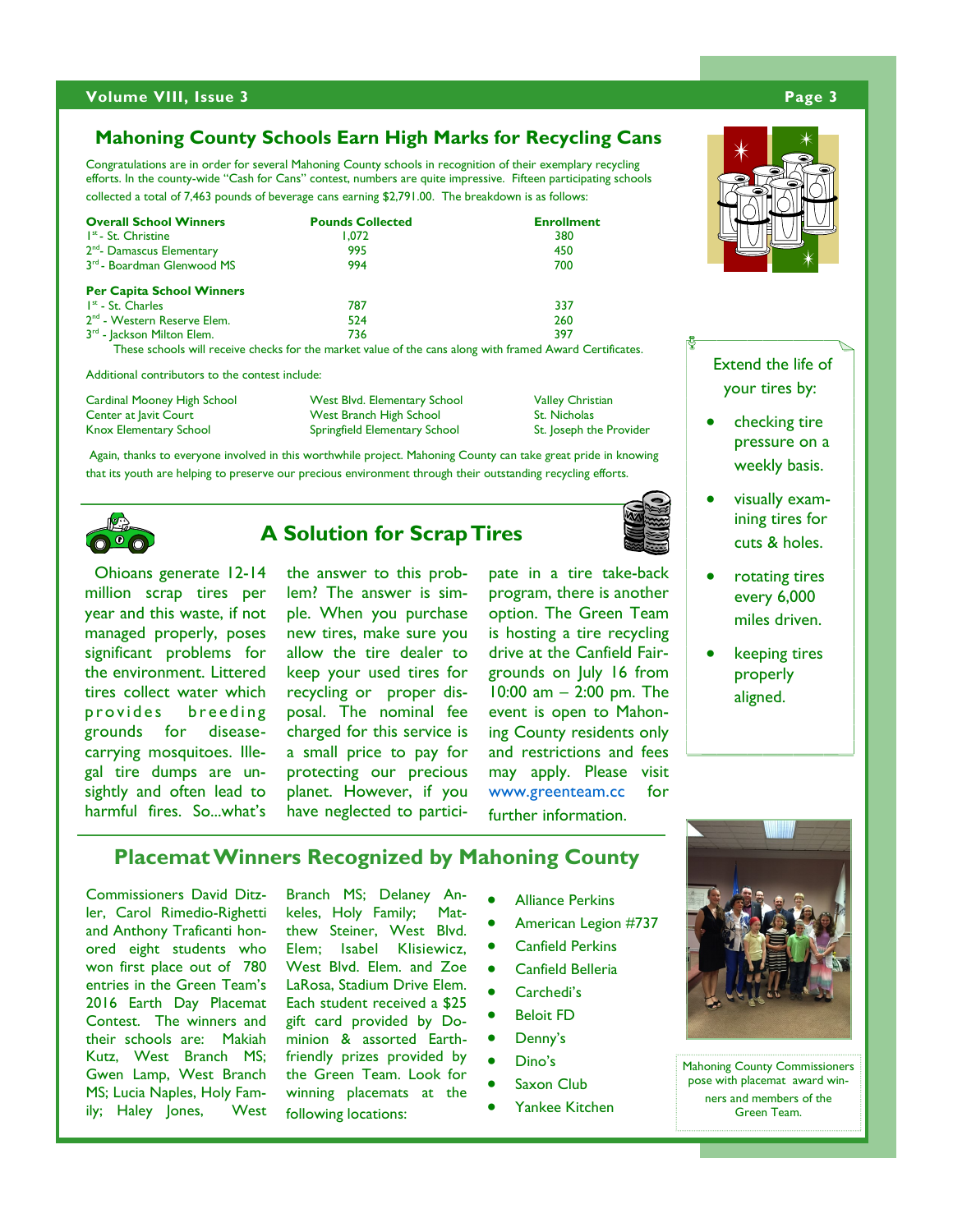## Mahoning County Schools Earn High Marks for Recycling Cans

Congratulations are in order for several Mahoning County schools in recognition of their exemplary recycling efforts. In the county-wide "Cash for Cans" contest, numbers are quite impressive. Fifteen participating schools collected a total of 7,463 pounds of beverage cans earning $2,791.00. The breakdown is as follows:

| Overall School Winners | Pounds Collected | Enrollment |
|---|---|---|
| 1st - St. Christine | 1,072 | 380 |
| 2nd - Damascus Elementary | 995 | 450 |
| 3rd - Boardman Glenwood MS | 994 | 700 |
| **Per Capita School Winners** | | |
| 1st - St. Charles | 787 | 337 |
| 2nd - Western Reserve Elem. | 524 | 260 |
| 3rd - Jackson Milton Elem. | 736 | 397 |

These schools will receive checks for the market value of the cans along with framed Award Certificates.

Additional contributors to the contest include:

| | | |
|---|---|---|
| Cardinal Mooney High School | West Blvd. Elementary School | Valley Christian |
| Center at Javit Court | West Branch High School | St. Nicholas |
| Knox Elementary School | Springfield Elementary School | St. Joseph the Provider |

Again, thanks to everyone involved in this worthwhile project. Mahoning County can take great pride in knowing that its youth are helping to preserve our precious environment through their outstanding recycling efforts.

Extend the life of your tires by:

- checking tire pressure on a weekly basis.
- visually examining tires for cuts & holes.
- rotating tires every 6,000 miles driven.
- keeping tires properly aligned.

## A Solution for Scrap Tires

Ohioans generate 12-14 million scrap tires per year and this waste, if not managed properly, poses significant problems for the environment. Littered tires collect water which provides breeding grounds for disease-carrying mosquitoes. Illegal tire dumps are unsightly and often lead to harmful fires. So...what's the answer to this problem? The answer is simple. When you purchase new tires, make sure you allow the tire dealer to keep your used tires for recycling or proper disposal. The nominal fee charged for this service is a small price to pay for protecting our precious planet. However, if you have neglected to participate in a tire take-back program, there is another option. The Green Team is hosting a tire recycling drive at the Canfield Fairgrounds on July 16 from 10:00 am – 2:00 pm. The event is open to Mahoning County residents only and restrictions and fees may apply. Please visit www.greenteam.cc for further information.

## Placemat Winners Recognized by Mahoning County

Commissioners David Ditzler, Carol Rimedio-Righetti and Anthony Traficanti honored eight students who won first place out of 780 entries in the Green Team's 2016 Earth Day Placemat Contest. The winners and their schools are: Makiah Kutz, West Branch MS; Gwen Lamp, West Branch MS; Lucia Naples, Holy Family; Haley Jones, West Branch MS; Delaney Ankeles, Holy Family; Matthew Steiner, West Blvd. Elem; Isabel Klisiewicz, West Blvd. Elem. and Zoe LaRosa, Stadium Drive Elem. Each student received a $25 gift card provided by Dominion & assorted Earth-friendly prizes provided by the Green Team. Look for winning placemats at the following locations:

- Alliance Perkins
- American Legion #737
- Canfield Perkins
- Canfield Belleria
- Carchedi's
- Beloit FD
- Denny's
- Dino's
- Saxon Club
- Yankee Kitchen

Mahoning County Commissioners pose with placemat award winners and members of the Green Team.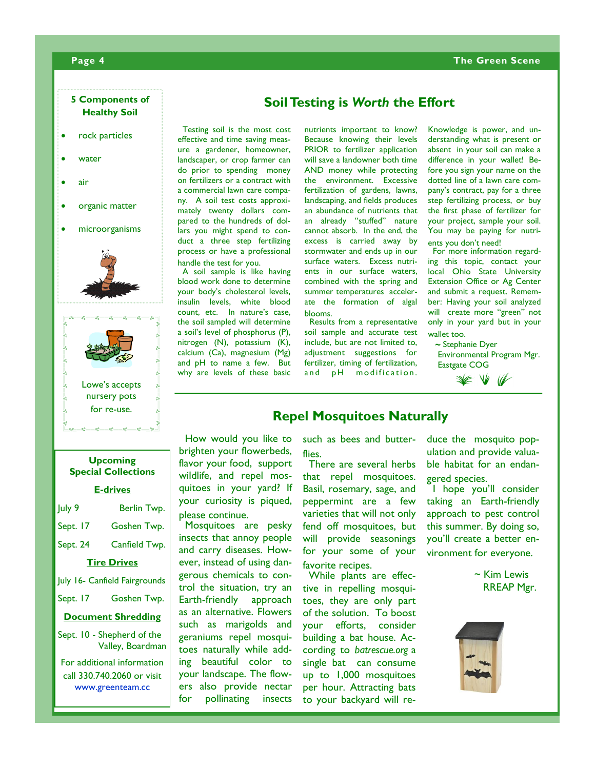## 5 Components of Healthy Soil

- rock particles
- water
- air
- organic matter
- microorganisms

Lowe's accepts nursery pots for re-use.

## Upcoming Special Collections

**E-drives**

| | |
|---|---|
| July 9 | Berlin Twp. |
| Sept. 17 | Goshen Twp. |
| Sept. 24 | Canfield Twp. |

**Tire Drives**

July 16- Canfield Fairgrounds

Sept. 17 Goshen Twp.

**Document Shredding**

Sept. 10 - Shepherd of the Valley, Boardman

For additional information call 330.740.2060 or visit www.greenteam.cc

## Soil Testing is *Worth* the Effort

Testing soil is the most cost effective and time saving measure a gardener, homeowner, landscaper, or crop farmer can do prior to spending money on fertilizers or a contract with a commercial lawn care company. A soil test costs approximately twenty dollars compared to the hundreds of dollars you might spend to conduct a three step fertilizing process or have a professional handle the test for you.

A soil sample is like having blood work done to determine your body's cholesterol levels, insulin levels, white blood count, etc. In nature's case, the soil sampled will determine a soil's level of phosphorus (P), nitrogen (N), potassium (K), calcium (Ca), magnesium (Mg) and pH to name a few. But why are levels of these basic nutrients important to know? Because knowing their levels PRIOR to fertilizer application will save a landowner both time AND money while protecting the environment. Excessive fertilization of gardens, lawns, landscaping, and fields produces an abundance of nutrients that an already "stuffed" nature cannot absorb. In the end, the excess is carried away by stormwater and ends up in our surface waters. Excess nutrients in our surface waters, combined with the spring and summer temperatures accelerate the formation of algal blooms.

Results from a representative soil sample and accurate test include, but are not limited to, adjustment suggestions for fertilizer, timing of fertilization, and pH modification. Knowledge is power, and understanding what is present or absent in your soil can make a difference in your wallet! Before you sign your name on the dotted line of a lawn care company's contract, pay for a three step fertilizing process, or buy the first phase of fertilizer for your project, sample your soil. You may be paying for nutrients you don't need!

For more information regarding this topic, contact your local Ohio State University Extension Office or Ag Center and submit a request. Remember: Having your soil analyzed will create more "green" not only in your yard but in your wallet too.

~ Stephanie Dyer
Environmental Program Mgr.
Eastgate COG

## Repel Mosquitoes Naturally

How would you like to brighten your flowerbeds, flavor your food, support wildlife, and repel mosquitoes in your yard? If your curiosity is piqued, please continue.

Mosquitoes are pesky insects that annoy people and carry diseases. However, instead of using dangerous chemicals to control the situation, try an Earth-friendly approach as an alternative. Flowers such as marigolds and geraniums repel mosquitoes naturally while adding beautiful color to your landscape. The flowers also provide nectar for pollinating insects such as bees and butterflies.

There are several herbs that repel mosquitoes. Basil, rosemary, sage, and peppermint are a few varieties that will not only fend off mosquitoes, but will provide seasonings for your some of your favorite recipes.

While plants are effective in repelling mosquitoes, they are only part of the solution. To boost your efforts, consider building a bat house. According to *batrescue.org* a single bat can consume up to 1,000 mosquitoes per hour. Attracting bats to your backyard will reduce the mosquito population and provide valuable habitat for an endangered species.

I hope you'll consider taking an Earth-friendly approach to pest control this summer. By doing so, you'll create a better environment for everyone.

~ Kim Lewis
RREAP Mgr.